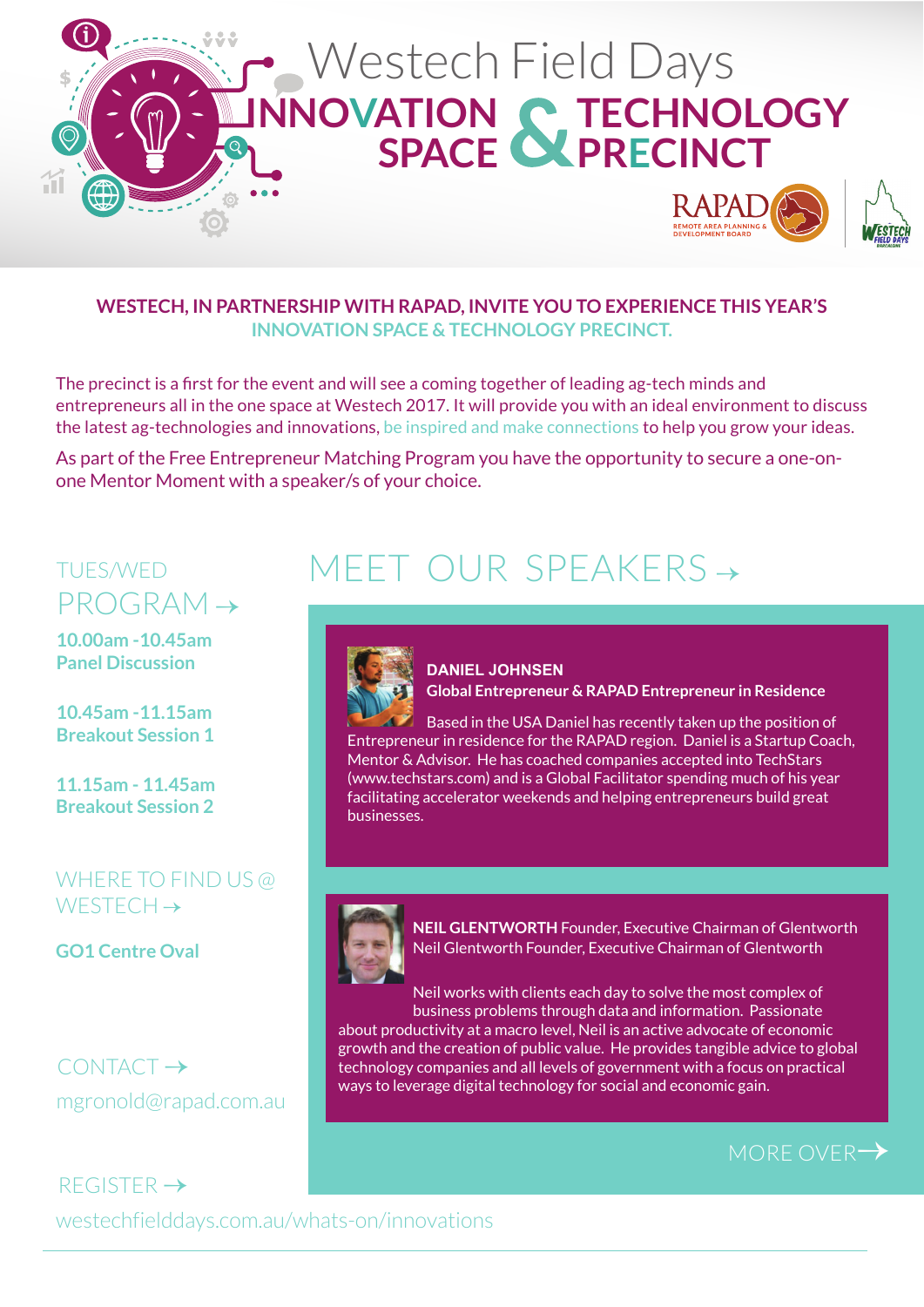# Westech Field Days

## INNOVATION SPACE & TECHNOLOGY PRECINCT

RAPAD REMOTE AREA PLANNING & DEVELOPMENT BOARD

WESTECH FIELD DAYS BARCALDINE

**WESTECH, IN PARTNERSHIP WITH RAPAD, INVITE YOU TO EXPERIENCE THIS YEAR'S INNOVATION SPACE & TECHNOLOGY PRECINCT.**

The precinct is a first for the event and will see a coming together of leading ag-tech minds and entrepreneurs all in the one space at Westech 2017. It will provide you with an ideal environment to discuss the latest ag-technologies and innovations, be inspired and make connections to help you grow your ideas.

As part of the Free Entrepreneur Matching Program you have the opportunity to secure a one-on-one Mentor Moment with a speaker/s of your choice.

## TUES/WED PROGRAM →

**10.00am -10.45am**
**Panel Discussion**

**10.45am -11.15am**
**Breakout Session 1**

**11.15am - 11.45am**
**Breakout Session 2**

## WHERE TO FIND US @ WESTECH →

**GO1 Centre Oval**

## CONTACT →

mgronold@rapad.com.au

## REGISTER →

westechfielddays.com.au/whats-on/innovations

## MEET OUR SPEAKERS →

**DANIEL JOHNSEN**
**Global Entrepreneur & RAPAD Entrepreneur in Residence**

Based in the USA Daniel has recently taken up the position of Entrepreneur in residence for the RAPAD region. Daniel is a Startup Coach, Mentor & Advisor. He has coached companies accepted into TechStars (www.techstars.com) and is a Global Facilitator spending much of his year facilitating accelerator weekends and helping entrepreneurs build great businesses.

**NEIL GLENTWORTH** Founder, Executive Chairman of Glentworth
Neil Glentworth Founder, Executive Chairman of Glentworth

Neil works with clients each day to solve the most complex of business problems through data and information. Passionate about productivity at a macro level, Neil is an active advocate of economic growth and the creation of public value. He provides tangible advice to global technology companies and all levels of government with a focus on practical ways to leverage digital technology for social and economic gain.

MORE OVER →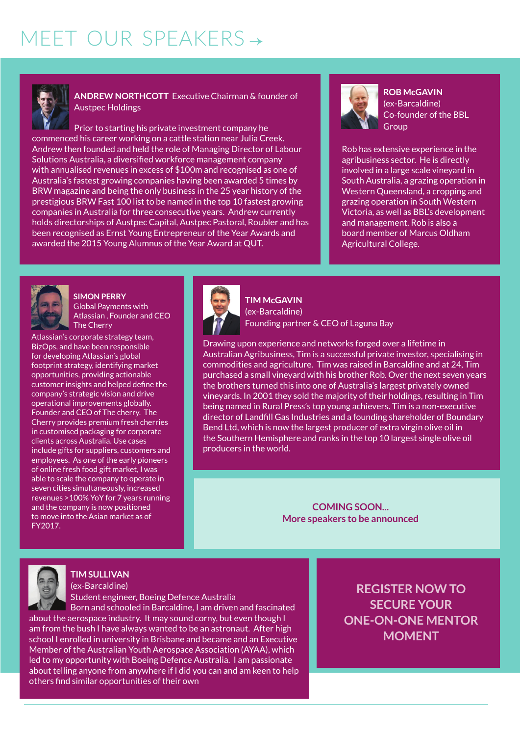# MEET OUR SPEAKERS →

**ANDREW NORTHCOTT** Executive Chairman & founder of Austpec Holdings

Prior to starting his private investment company he commenced his career working on a cattle station near Julia Creek. Andrew then founded and held the role of Managing Director of Labour Solutions Australia, a diversified workforce management company with annualised revenues in excess of $100m and recognised as one of Australia's fastest growing companies having been awarded 5 times by BRW magazine and being the only business in the 25 year history of the prestigious BRW Fast 100 list to be named in the top 10 fastest growing companies in Australia for three consecutive years. Andrew currently holds directorships of Austpec Capital, Austpec Pastoral, Roubler and has been recognised as Ernst Young Entrepreneur of the Year Awards and awarded the 2015 Young Alumnus of the Year Award at QUT.

**ROB McGAVIN**
(ex-Barcaldine)
Co-founder of the BBL Group

Rob has extensive experience in the agribusiness sector. He is directly involved in a large scale vineyard in South Australia, a grazing operation in Western Queensland, a cropping and grazing operation in South Western Victoria, as well as BBL's development and management. Rob is also a board member of Marcus Oldham Agricultural College.

**SIMON PERRY**
Global Payments with Atlassian , Founder and CEO The Cherry

Atlassian's corporate strategy team, BizOps, and have been responsible for developing Atlassian's global footprint strategy, identifying market opportunities, providing actionable customer insights and helped define the company's strategic vision and drive operational improvements globally. Founder and CEO of The cherry. The Cherry provides premium fresh cherries in customised packaging for corporate clients across Australia. Use cases include gifts for suppliers, customers and employees. As one of the early pioneers of online fresh food gift market, I was able to scale the company to operate in seven cities simultaneously, increased revenues >100% YoY for 7 years running and the company is now positioned to move into the Asian market as of FY2017.

**TIM McGAVIN**
(ex-Barcaldine)
Founding partner & CEO of Laguna Bay

Drawing upon experience and networks forged over a lifetime in Australian Agribusiness, Tim is a successful private investor, specialising in commodities and agriculture. Tim was raised in Barcaldine and at 24, Tim purchased a small vineyard with his brother Rob. Over the next seven years the brothers turned this into one of Australia's largest privately owned vineyards. In 2001 they sold the majority of their holdings, resulting in Tim being named in Rural Press's top young achievers. Tim is a non-executive director of Landfill Gas Industries and a founding shareholder of Boundary Bend Ltd, which is now the largest producer of extra virgin olive oil in the Southern Hemisphere and ranks in the top 10 largest single olive oil producers in the world.

**COMING SOON...**
**More speakers to be announced**

**TIM SULLIVAN**
(ex-Barcaldine)
Student engineer, Boeing Defence Australia

Born and schooled in Barcaldine, I am driven and fascinated about the aerospace industry. It may sound corny, but even though I am from the bush I have always wanted to be an astronaut. After high school I enrolled in university in Brisbane and became and an Executive Member of the Australian Youth Aerospace Association (AYAA), which led to my opportunity with Boeing Defence Australia. I am passionate about telling anyone from anywhere if I did you can and am keen to help others find similar opportunities of their own

**REGISTER NOW TO SECURE YOUR ONE-ON-ONE MENTOR MOMENT**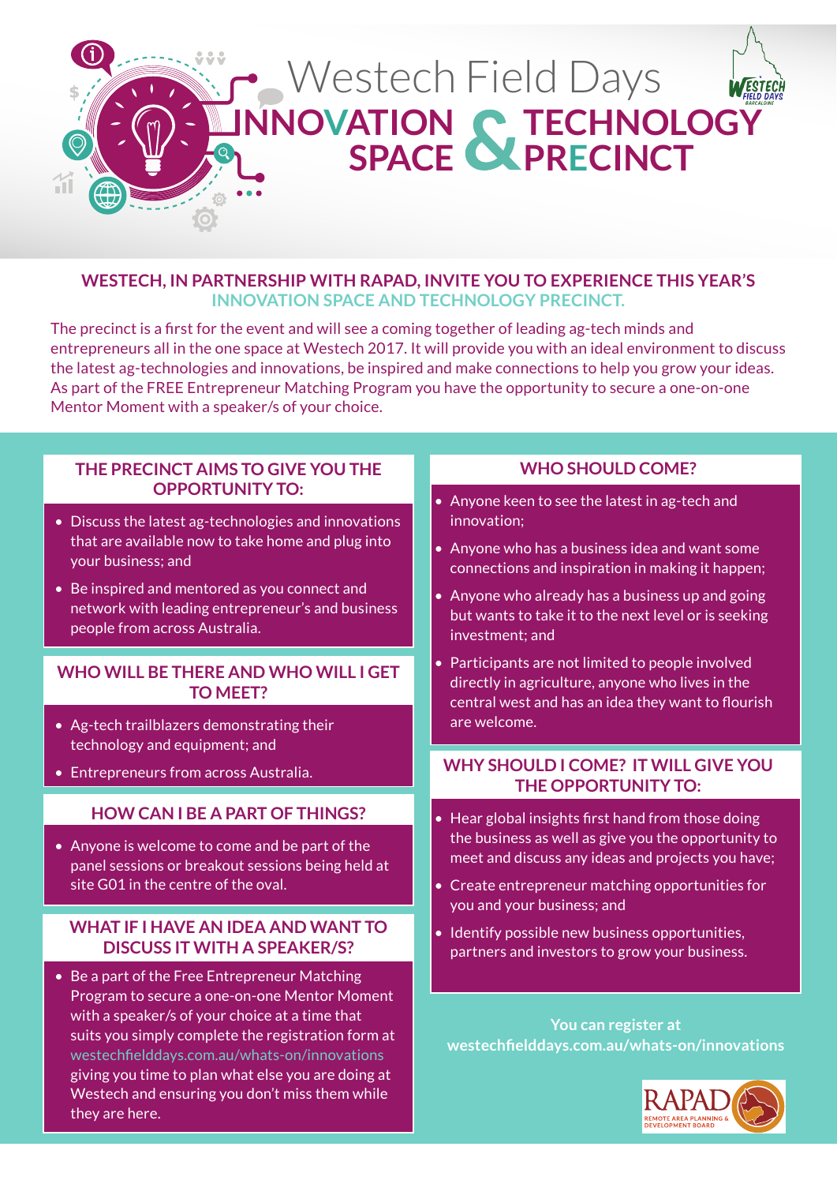# Westech Field Days

## INNOVATION SPACE & TECHNOLOGY PRECINCT

**WESTECH, IN PARTNERSHIP WITH RAPAD, INVITE YOU TO EXPERIENCE THIS YEAR'S INNOVATION SPACE AND TECHNOLOGY PRECINCT.**

The precinct is a first for the event and will see a coming together of leading ag-tech minds and entrepreneurs all in the one space at Westech 2017. It will provide you with an ideal environment to discuss the latest ag-technologies and innovations, be inspired and make connections to help you grow your ideas. As part of the FREE Entrepreneur Matching Program you have the opportunity to secure a one-on-one Mentor Moment with a speaker/s of your choice.

### THE PRECINCT AIMS TO GIVE YOU THE OPPORTUNITY TO:

- Discuss the latest ag-technologies and innovations that are available now to take home and plug into your business; and
- Be inspired and mentored as you connect and network with leading entrepreneur's and business people from across Australia.

### WHO WILL BE THERE AND WHO WILL I GET TO MEET?

- Ag-tech trailblazers demonstrating their technology and equipment; and
- Entrepreneurs from across Australia.

### HOW CAN I BE A PART OF THINGS?

- Anyone is welcome to come and be part of the panel sessions or breakout sessions being held at site G01 in the centre of the oval.

### WHAT IF I HAVE AN IDEA AND WANT TO DISCUSS IT WITH A SPEAKER/S?

- Be a part of the Free Entrepreneur Matching Program to secure a one-on-one Mentor Moment with a speaker/s of your choice at a time that suits you simply complete the registration form at westechfielddays.com.au/whats-on/innovations giving you time to plan what else you are doing at Westech and ensuring you don't miss them while they are here.

### WHO SHOULD COME?

- Anyone keen to see the latest in ag-tech and innovation;
- Anyone who has a business idea and want some connections and inspiration in making it happen;
- Anyone who already has a business up and going but wants to take it to the next level or is seeking investment; and
- Participants are not limited to people involved directly in agriculture, anyone who lives in the central west and has an idea they want to flourish are welcome.

### WHY SHOULD I COME? IT WILL GIVE YOU THE OPPORTUNITY TO:

- Hear global insights first hand from those doing the business as well as give you the opportunity to meet and discuss any ideas and projects you have;
- Create entrepreneur matching opportunities for you and your business; and
- Identify possible new business opportunities, partners and investors to grow your business.

**You can register at westechfielddays.com.au/whats-on/innovations**

RAPAD REMOTE AREA PLANNING & DEVELOPMENT BOARD